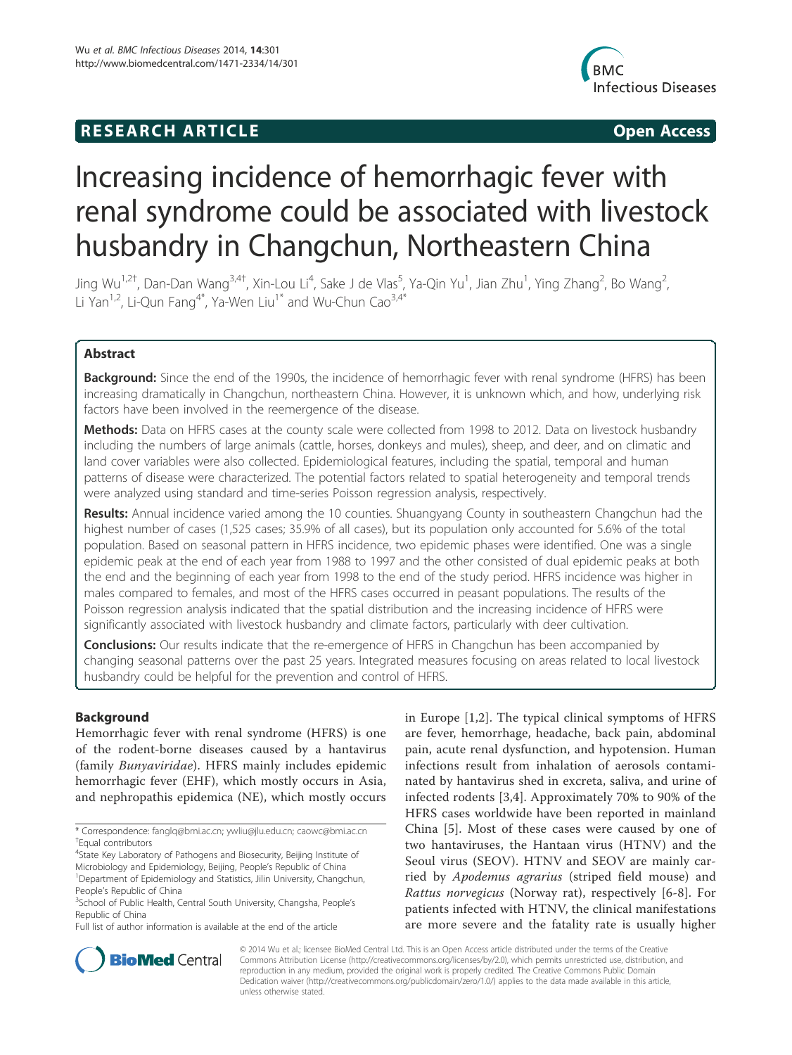**RESEARCH ARTICLE** **Open Access**

# Increasing incidence of hemorrhagic fever with renal syndrome could be associated with livestock husbandry in Changchun, Northeastern China

Jing Wu[1,2†], Dan-Dan Wang[3,4†], Xin-Lou Li[4], Sake J de Vlas[5], Ya-Qin Yu[1], Jian Zhu[1], Ying Zhang[2], Bo Wang[2], Li Yan[1,2], Li-Qun Fang[4*], Ya-Wen Liu[1*] and Wu-Chun Cao[3,4*]

## Abstract

**Background:** Since the end of the 1990s, the incidence of hemorrhagic fever with renal syndrome (HFRS) has been increasing dramatically in Changchun, northeastern China. However, it is unknown which, and how, underlying risk factors have been involved in the reemergence of the disease.

**Methods:** Data on HFRS cases at the county scale were collected from 1998 to 2012. Data on livestock husbandry including the numbers of large animals (cattle, horses, donkeys and mules), sheep, and deer, and on climatic and land cover variables were also collected. Epidemiological features, including the spatial, temporal and human patterns of disease were characterized. The potential factors related to spatial heterogeneity and temporal trends were analyzed using standard and time-series Poisson regression analysis, respectively.

**Results:** Annual incidence varied among the 10 counties. Shuangyang County in southeastern Changchun had the highest number of cases (1,525 cases; 35.9% of all cases), but its population only accounted for 5.6% of the total population. Based on seasonal pattern in HFRS incidence, two epidemic phases were identified. One was a single epidemic peak at the end of each year from 1988 to 1997 and the other consisted of dual epidemic peaks at both the end and the beginning of each year from 1998 to the end of the study period. HFRS incidence was higher in males compared to females, and most of the HFRS cases occurred in peasant populations. The results of the Poisson regression analysis indicated that the spatial distribution and the increasing incidence of HFRS were significantly associated with livestock husbandry and climate factors, particularly with deer cultivation.

**Conclusions:** Our results indicate that the re-emergence of HFRS in Changchun has been accompanied by changing seasonal patterns over the past 25 years. Integrated measures focusing on areas related to local livestock husbandry could be helpful for the prevention and control of HFRS.

## Background

Hemorrhagic fever with renal syndrome (HFRS) is one of the rodent-borne diseases caused by a hantavirus (family *Bunyaviridae*). HFRS mainly includes epidemic hemorrhagic fever (EHF), which mostly occurs in Asia, and nephropathis epidemica (NE), which mostly occurs in Europe [1,2]. The typical clinical symptoms of HFRS are fever, hemorrhage, headache, back pain, abdominal pain, acute renal dysfunction, and hypotension. Human infections result from inhalation of aerosols contaminated by hantavirus shed in excreta, saliva, and urine of infected rodents [3,4]. Approximately 70% to 90% of the HFRS cases worldwide have been reported in mainland China [5]. Most of these cases were caused by one of two hantaviruses, the Hantaan virus (HTNV) and the Seoul virus (SEOV). HTNV and SEOV are mainly carried by *Apodemus agrarius* (striped field mouse) and *Rattus norvegicus* (Norway rat), respectively [6-8]. For patients infected with HTNV, the clinical manifestations are more severe and the fatality rate is usually higher

\* Correspondence: fanglq@bmi.ac.cn; ywliu@jlu.edu.cn; caowc@bmi.ac.cn
†Equal contributors
[4]State Key Laboratory of Pathogens and Biosecurity, Beijing Institute of Microbiology and Epidemiology, Beijing, People's Republic of China
[1]Department of Epidemiology and Statistics, Jilin University, Changchun, People's Republic of China
[3]School of Public Health, Central South University, Changsha, People's Republic of China
Full list of author information is available at the end of the article

© 2014 Wu et al.; licensee BioMed Central Ltd. This is an Open Access article distributed under the terms of the Creative Commons Attribution License (http://creativecommons.org/licenses/by/2.0), which permits unrestricted use, distribution, and reproduction in any medium, provided the original work is properly credited. The Creative Commons Public Domain Dedication waiver (http://creativecommons.org/publicdomain/zero/1.0/) applies to the data made available in this article, unless otherwise stated.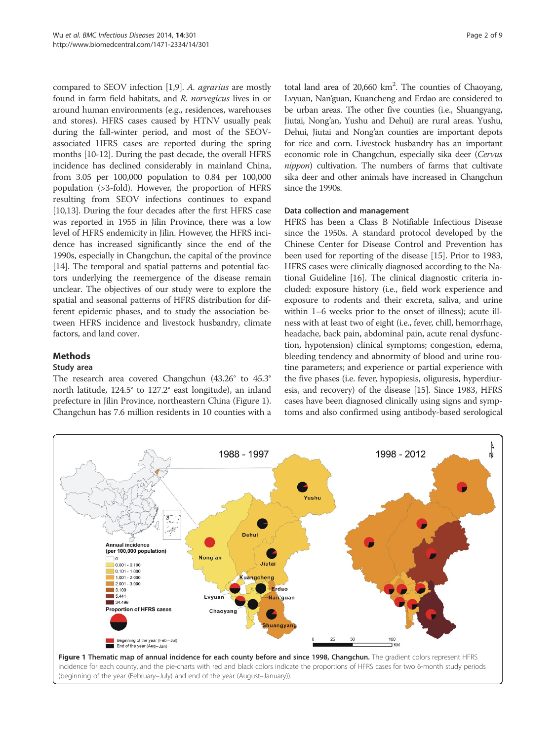compared to SEOV infection [1,9]. *A. agrarius* are mostly found in farm field habitats, and *R. norvegicus* lives in or around human environments (e.g., residences, warehouses and stores). HFRS cases caused by HTNV usually peak during the fall-winter period, and most of the SEOV-associated HFRS cases are reported during the spring months [10-12]. During the past decade, the overall HFRS incidence has declined considerably in mainland China, from 3.05 per 100,000 population to 0.84 per 100,000 population (>3-fold). However, the proportion of HFRS resulting from SEOV infections continues to expand [10,13]. During the four decades after the first HFRS case was reported in 1955 in Jilin Province, there was a low level of HFRS endemicity in Jilin. However, the HFRS incidence has increased significantly since the end of the 1990s, especially in Changchun, the capital of the province [14]. The temporal and spatial patterns and potential factors underlying the reemergence of the disease remain unclear. The objectives of our study were to explore the spatial and seasonal patterns of HFRS distribution for different epidemic phases, and to study the association between HFRS incidence and livestock husbandry, climate factors, and land cover.

## Methods

### Study area

The research area covered Changchun (43.26° to 45.3° north latitude, 124.5° to 127.2° east longitude), an inland prefecture in Jilin Province, northeastern China (Figure 1). Changchun has 7.6 million residents in 10 counties with a total land area of 20,660 km$^2$. The counties of Chaoyang, Lvyuan, Nan'guan, Kuancheng and Erdao are considered to be urban areas. The other five counties (i.e., Shuangyang, Jiutai, Nong'an, Yushu and Dehui) are rural areas. Yushu, Dehui, Jiutai and Nong'an counties are important depots for rice and corn. Livestock husbandry has an important economic role in Changchun, especially sika deer (*Cervus nippon*) cultivation. The numbers of farms that cultivate sika deer and other animals have increased in Changchun since the 1990s.

### Data collection and management

HFRS has been a Class B Notifiable Infectious Disease since the 1950s. A standard protocol developed by the Chinese Center for Disease Control and Prevention has been used for reporting of the disease [15]. Prior to 1983, HFRS cases were clinically diagnosed according to the National Guideline [16]. The clinical diagnostic criteria included: exposure history (i.e., field work experience and exposure to rodents and their excreta, saliva, and urine within 1–6 weeks prior to the onset of illness); acute illness with at least two of eight (i.e., fever, chill, hemorrhage, headache, back pain, abdominal pain, acute renal dysfunction, hypotension) clinical symptoms; congestion, edema, bleeding tendency and abnormity of blood and urine routine parameters; and experience or partial experience with the five phases (i.e. fever, hypopiesis, oliguresis, hyperdiuresis, and recovery) of the disease [15]. Since 1983, HFRS cases have been diagnosed clinically using signs and symptoms and also confirmed using antibody-based serological

**Figure 1 Thematic map of annual incidence for each county before and since 1998, Changchun.** The gradient colors represent HFRS incidence for each county, and the pie-charts with red and black colors indicate the proportions of HFRS cases for two 6-month study periods (beginning of the year (February–July) and end of the year (August–January)).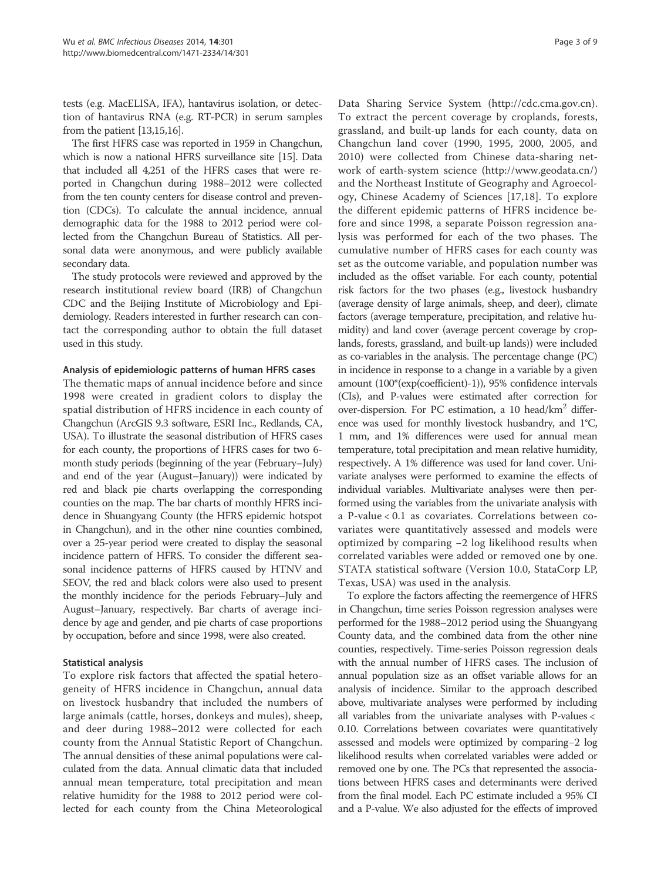tests (e.g. MacELISA, IFA), hantavirus isolation, or detection of hantavirus RNA (e.g. RT-PCR) in serum samples from the patient [13,15,16].

The first HFRS case was reported in 1959 in Changchun, which is now a national HFRS surveillance site [15]. Data that included all 4,251 of the HFRS cases that were reported in Changchun during 1988–2012 were collected from the ten county centers for disease control and prevention (CDCs). To calculate the annual incidence, annual demographic data for the 1988 to 2012 period were collected from the Changchun Bureau of Statistics. All personal data were anonymous, and were publicly available secondary data.

The study protocols were reviewed and approved by the research institutional review board (IRB) of Changchun CDC and the Beijing Institute of Microbiology and Epidemiology. Readers interested in further research can contact the corresponding author to obtain the full dataset used in this study.

### Analysis of epidemiologic patterns of human HFRS cases

The thematic maps of annual incidence before and since 1998 were created in gradient colors to display the spatial distribution of HFRS incidence in each county of Changchun (ArcGIS 9.3 software, ESRI Inc., Redlands, CA, USA). To illustrate the seasonal distribution of HFRS cases for each county, the proportions of HFRS cases for two 6-month study periods (beginning of the year (February–July) and end of the year (August–January)) were indicated by red and black pie charts overlapping the corresponding counties on the map. The bar charts of monthly HFRS incidence in Shuangyang County (the HFRS epidemic hotspot in Changchun), and in the other nine counties combined, over a 25-year period were created to display the seasonal incidence pattern of HFRS. To consider the different seasonal incidence patterns of HFRS caused by HTNV and SEOV, the red and black colors were also used to present the monthly incidence for the periods February–July and August–January, respectively. Bar charts of average incidence by age and gender, and pie charts of case proportions by occupation, before and since 1998, were also created.

### Statistical analysis

To explore risk factors that affected the spatial heterogeneity of HFRS incidence in Changchun, annual data on livestock husbandry that included the numbers of large animals (cattle, horses, donkeys and mules), sheep, and deer during 1988–2012 were collected for each county from the Annual Statistic Report of Changchun. The annual densities of these animal populations were calculated from the data. Annual climatic data that included annual mean temperature, total precipitation and mean relative humidity for the 1988 to 2012 period were collected for each county from the China Meteorological Data Sharing Service System (http://cdc.cma.gov.cn). To extract the percent coverage by croplands, forests, grassland, and built-up lands for each county, data on Changchun land cover (1990, 1995, 2000, 2005, and 2010) were collected from Chinese data-sharing network of earth-system science (http://www.geodata.cn/) and the Northeast Institute of Geography and Agroecology, Chinese Academy of Sciences [17,18]. To explore the different epidemic patterns of HFRS incidence before and since 1998, a separate Poisson regression analysis was performed for each of the two phases. The cumulative number of HFRS cases for each county was set as the outcome variable, and population number was included as the offset variable. For each county, potential risk factors for the two phases (e.g., livestock husbandry (average density of large animals, sheep, and deer), climate factors (average temperature, precipitation, and relative humidity) and land cover (average percent coverage by croplands, forests, grassland, and built-up lands)) were included as co-variables in the analysis. The percentage change (PC) in incidence in response to a change in a variable by a given amount (100*(exp(coefficient)-1)), 95% confidence intervals (CIs), and P-values were estimated after correction for over-dispersion. For PC estimation, a 10 head/km$^2$ difference was used for monthly livestock husbandry, and 1°C, 1 mm, and 1% differences were used for annual mean temperature, total precipitation and mean relative humidity, respectively. A 1% difference was used for land cover. Univariate analyses were performed to examine the effects of individual variables. Multivariate analyses were then performed using the variables from the univariate analysis with a P-value < 0.1 as covariates. Correlations between covariates were quantitatively assessed and models were optimized by comparing −2 log likelihood results when correlated variables were added or removed one by one. STATA statistical software (Version 10.0, StataCorp LP, Texas, USA) was used in the analysis.

To explore the factors affecting the reemergence of HFRS in Changchun, time series Poisson regression analyses were performed for the 1988–2012 period using the Shuangyang County data, and the combined data from the other nine counties, respectively. Time-series Poisson regression deals with the annual number of HFRS cases. The inclusion of annual population size as an offset variable allows for an analysis of incidence. Similar to the approach described above, multivariate analyses were performed by including all variables from the univariate analyses with P-values < 0.10. Correlations between covariates were quantitatively assessed and models were optimized by comparing−2 log likelihood results when correlated variables were added or removed one by one. The PCs that represented the associations between HFRS cases and determinants were derived from the final model. Each PC estimate included a 95% CI and a P-value. We also adjusted for the effects of improved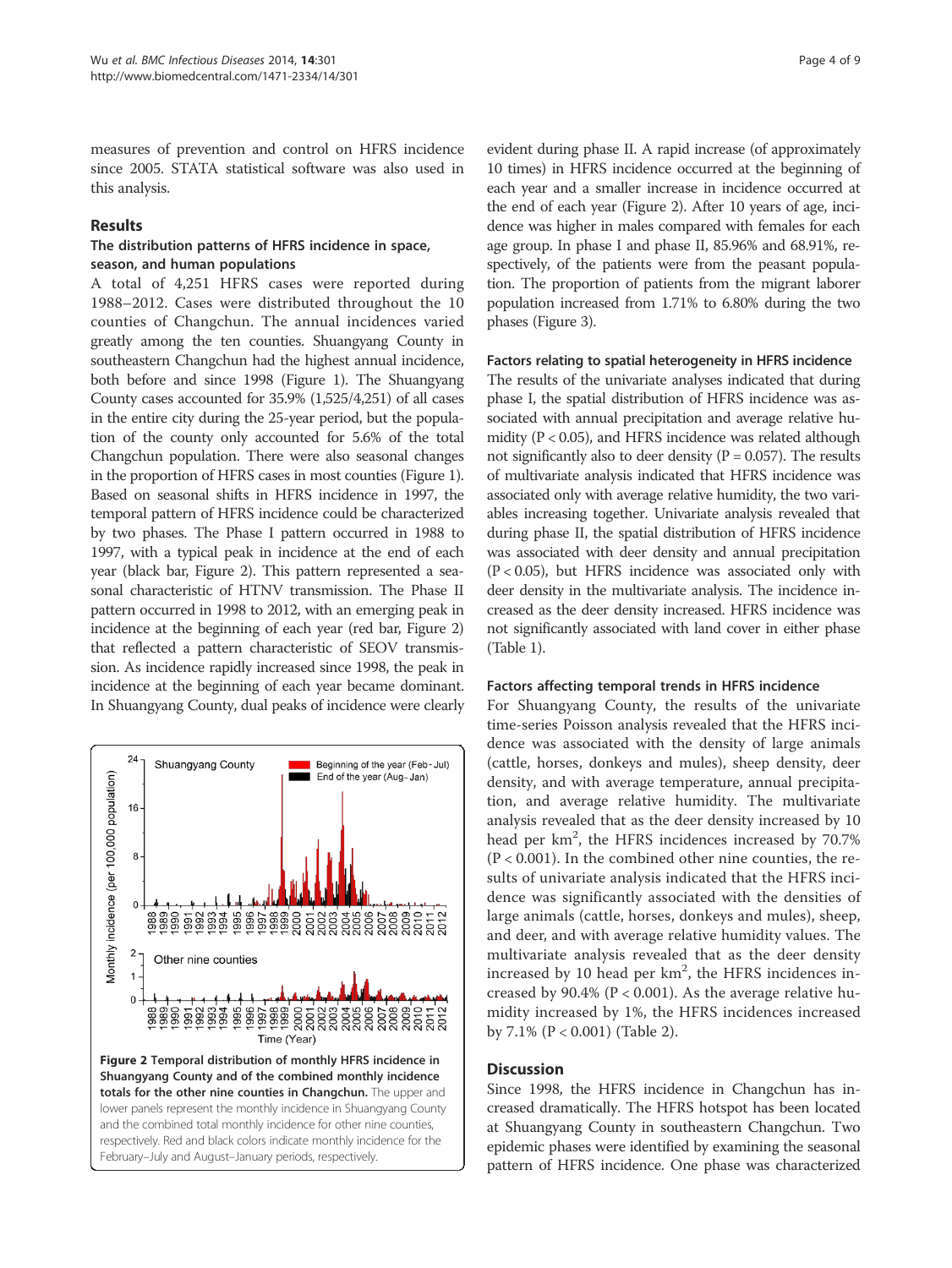measures of prevention and control on HFRS incidence since 2005. STATA statistical software was also used in this analysis.

## Results

### The distribution patterns of HFRS incidence in space, season, and human populations

A total of 4,251 HFRS cases were reported during 1988–2012. Cases were distributed throughout the 10 counties of Changchun. The annual incidences varied greatly among the ten counties. Shuangyang County in southeastern Changchun had the highest annual incidence, both before and since 1998 (Figure 1). The Shuangyang County cases accounted for 35.9% (1,525/4,251) of all cases in the entire city during the 25-year period, but the population of the county only accounted for 5.6% of the total Changchun population. There were also seasonal changes in the proportion of HFRS cases in most counties (Figure 1). Based on seasonal shifts in HFRS incidence in 1997, the temporal pattern of HFRS incidence could be characterized by two phases. The Phase I pattern occurred in 1988 to 1997, with a typical peak in incidence at the end of each year (black bar, Figure 2). This pattern represented a seasonal characteristic of HTNV transmission. The Phase II pattern occurred in 1998 to 2012, with an emerging peak in incidence at the beginning of each year (red bar, Figure 2) that reflected a pattern characteristic of SEOV transmission. As incidence rapidly increased since 1998, the peak in incidence at the beginning of each year became dominant. In Shuangyang County, dual peaks of incidence were clearly evident during phase II. A rapid increase (of approximately 10 times) in HFRS incidence occurred at the beginning of each year and a smaller increase in incidence occurred at the end of each year (Figure 2). After 10 years of age, incidence was higher in males compared with females for each age group. In phase I and phase II, 85.96% and 68.91%, respectively, of the patients were from the peasant population. The proportion of patients from the migrant laborer population increased from 1.71% to 6.80% during the two phases (Figure 3).

**Figure 2 Temporal distribution of monthly HFRS incidence in Shuangyang County and of the combined monthly incidence totals for the other nine counties in Changchun.** The upper and lower panels represent the monthly incidence in Shuangyang County and the combined total monthly incidence for other nine counties, respectively. Red and black colors indicate monthly incidence for the February–July and August–January periods, respectively.

### Factors relating to spatial heterogeneity in HFRS incidence

The results of the univariate analyses indicated that during phase I, the spatial distribution of HFRS incidence was associated with annual precipitation and average relative humidity ($P < 0.05$), and HFRS incidence was related although not significantly also to deer density ($P = 0.057$). The results of multivariate analysis indicated that HFRS incidence was associated only with average relative humidity, the two variables increasing together. Univariate analysis revealed that during phase II, the spatial distribution of HFRS incidence was associated with deer density and annual precipitation ($P < 0.05$), but HFRS incidence was associated only with deer density in the multivariate analysis. The incidence increased as the deer density increased. HFRS incidence was not significantly associated with land cover in either phase (Table 1).

### Factors affecting temporal trends in HFRS incidence

For Shuangyang County, the results of the univariate time-series Poisson analysis revealed that the HFRS incidence was associated with the density of large animals (cattle, horses, donkeys and mules), sheep density, deer density, and with average temperature, annual precipitation, and average relative humidity. The multivariate analysis revealed that as the deer density increased by 10 head per $km^2$, the HFRS incidences increased by 70.7% ($P < 0.001$). In the combined other nine counties, the results of univariate analysis indicated that the HFRS incidence was significantly associated with the densities of large animals (cattle, horses, donkeys and mules), sheep, and deer, and with average relative humidity values. The multivariate analysis revealed that as the deer density increased by 10 head per $km^2$, the HFRS incidences increased by 90.4% ($P < 0.001$). As the average relative humidity increased by 1%, the HFRS incidences increased by 7.1% ($P < 0.001$) (Table 2).

## Discussion

Since 1998, the HFRS incidence in Changchun has increased dramatically. The HFRS hotspot has been located at Shuangyang County in southeastern Changchun. Two epidemic phases were identified by examining the seasonal pattern of HFRS incidence. One phase was characterized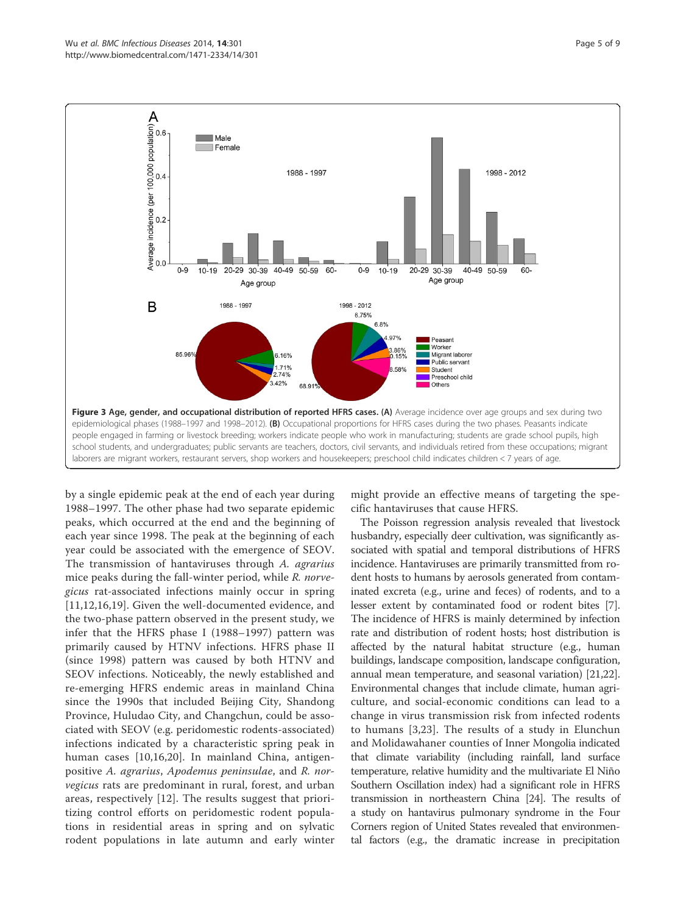**Figure 3 Age, gender, and occupational distribution of reported HFRS cases. (A)** Average incidence over age groups and sex during two epidemiological phases (1988–1997 and 1998–2012). **(B)** Occupational proportions for HFRS cases during the two phases. Peasants indicate people engaged in farming or livestock breeding; workers indicate people who work in manufacturing; students are grade school pupils, high school students, and undergraduates; public servants are teachers, doctors, civil servants, and individuals retired from these occupations; migrant laborers are migrant workers, restaurant servers, shop workers and housekeepers; preschool child indicates children < 7 years of age.

by a single epidemic peak at the end of each year during 1988–1997. The other phase had two separate epidemic peaks, which occurred at the end and the beginning of each year since 1998. The peak at the beginning of each year could be associated with the emergence of SEOV. The transmission of hantaviruses through *A. agrarius* mice peaks during the fall-winter period, while *R. norvegicus* rat-associated infections mainly occur in spring [11,12,16,19]. Given the well-documented evidence, and the two-phase pattern observed in the present study, we infer that the HFRS phase I (1988–1997) pattern was primarily caused by HTNV infections. HFRS phase II (since 1998) pattern was caused by both HTNV and SEOV infections. Noticeably, the newly established and re-emerging HFRS endemic areas in mainland China since the 1990s that included Beijing City, Shandong Province, Huludao City, and Changchun, could be associated with SEOV (e.g. peridomestic rodents-associated) infections indicated by a characteristic spring peak in human cases [10,16,20]. In mainland China, antigen-positive *A. agrarius*, *Apodemus peninsulae*, and *R. norvegicus* rats are predominant in rural, forest, and urban areas, respectively [12]. The results suggest that prioritizing control efforts on peridomestic rodent populations in residential areas in spring and on sylvatic rodent populations in late autumn and early winter might provide an effective means of targeting the specific hantaviruses that cause HFRS.

The Poisson regression analysis revealed that livestock husbandry, especially deer cultivation, was significantly associated with spatial and temporal distributions of HFRS incidence. Hantaviruses are primarily transmitted from rodent hosts to humans by aerosols generated from contaminated excreta (e.g., urine and feces) of rodents, and to a lesser extent by contaminated food or rodent bites [7]. The incidence of HFRS is mainly determined by infection rate and distribution of rodent hosts; host distribution is affected by the natural habitat structure (e.g., human buildings, landscape composition, landscape configuration, annual mean temperature, and seasonal variation) [21,22]. Environmental changes that include climate, human agriculture, and social-economic conditions can lead to a change in virus transmission risk from infected rodents to humans [3,23]. The results of a study in Elunchun and Molidawahaner counties of Inner Mongolia indicated that climate variability (including rainfall, land surface temperature, relative humidity and the multivariate El Niño Southern Oscillation index) had a significant role in HFRS transmission in northeastern China [24]. The results of a study on hantavirus pulmonary syndrome in the Four Corners region of United States revealed that environmental factors (e.g., the dramatic increase in precipitation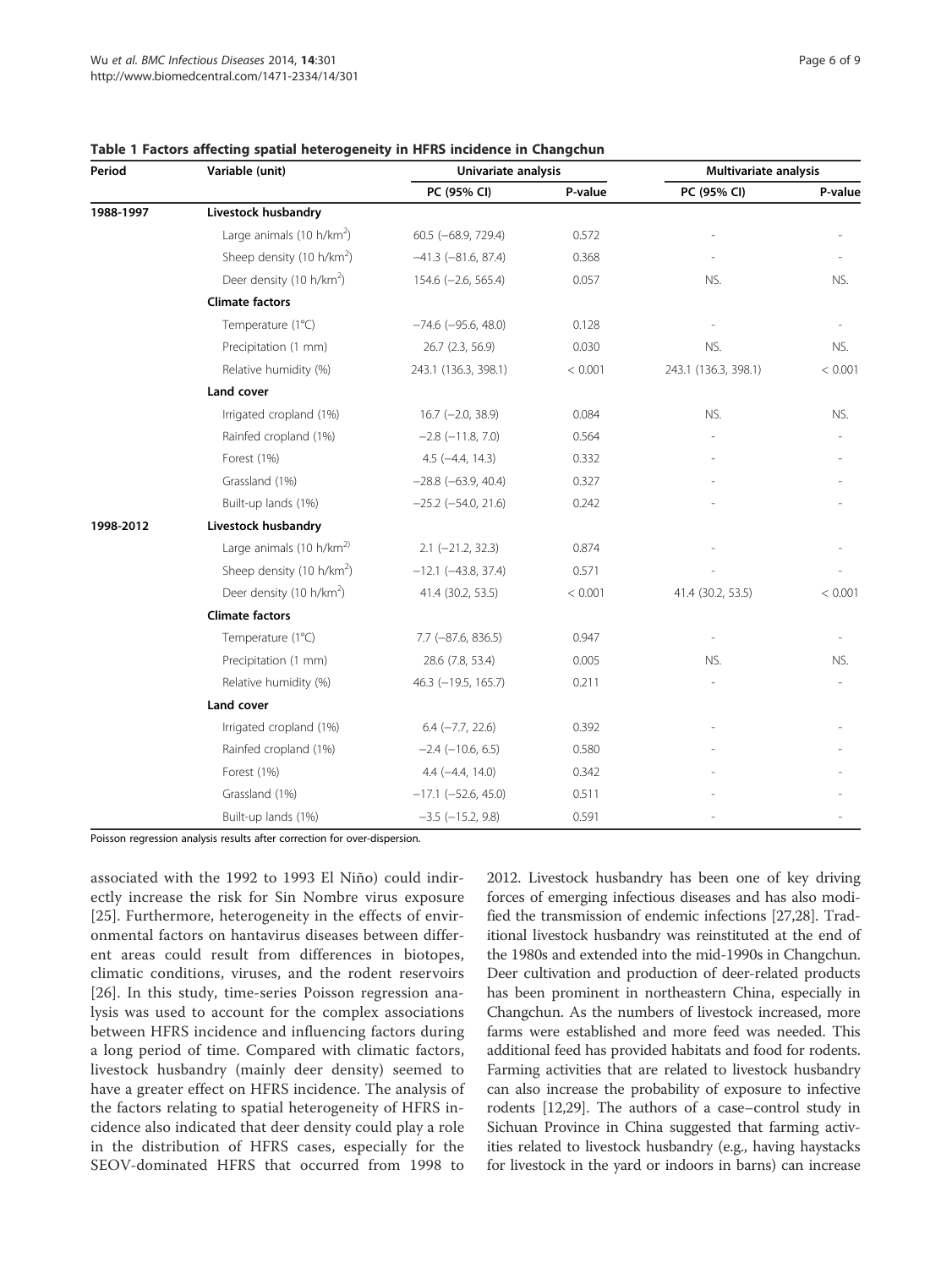**Table 1 Factors affecting spatial heterogeneity in HFRS incidence in Changchun**

| Period | Variable (unit) | Univariate analysis | | Multivariate analysis | |
|---|---|---|---|---|---|
| | | PC (95% CI) | P-value | PC (95% CI) | P-value |
| 1988-1997 | **Livestock husbandry** | | | | |
| | Large animals (10 h/km$^2$) | 60.5 (−68.9, 729.4) | 0.572 | - | - |
| | Sheep density (10 h/km$^2$) | −41.3 (−81.6, 87.4) | 0.368 | - | - |
| | Deer density (10 h/km$^2$) | 154.6 (−2.6, 565.4) | 0.057 | NS. | NS. |
| | **Climate factors** | | | | |
| | Temperature (1°C) | −74.6 (−95.6, 48.0) | 0.128 | - | - |
| | Precipitation (1 mm) | 26.7 (2.3, 56.9) | 0.030 | NS. | NS. |
| | Relative humidity (%) | 243.1 (136.3, 398.1) | < 0.001 | 243.1 (136.3, 398.1) | < 0.001 |
| | **Land cover** | | | | |
| | Irrigated cropland (1%) | 16.7 (−2.0, 38.9) | 0.084 | NS. | NS. |
| | Rainfed cropland (1%) | −2.8 (−11.8, 7.0) | 0.564 | - | - |
| | Forest (1%) | 4.5 (−4.4, 14.3) | 0.332 | - | - |
| | Grassland (1%) | −28.8 (−63.9, 40.4) | 0.327 | - | - |
| | Built-up lands (1%) | −25.2 (−54.0, 21.6) | 0.242 | - | - |
| 1998-2012 | **Livestock husbandry** | | | | |
| | Large animals (10 h/km$^{2)}$ | 2.1 (−21.2, 32.3) | 0.874 | - | - |
| | Sheep density (10 h/km$^2$) | −12.1 (−43.8, 37.4) | 0.571 | - | - |
| | Deer density (10 h/km$^2$) | 41.4 (30.2, 53.5) | < 0.001 | 41.4 (30.2, 53.5) | < 0.001 |
| | **Climate factors** | | | | |
| | Temperature (1°C) | 7.7 (−87.6, 836.5) | 0.947 | - | - |
| | Precipitation (1 mm) | 28.6 (7.8, 53.4) | 0.005 | NS. | NS. |
| | Relative humidity (%) | 46.3 (−19.5, 165.7) | 0.211 | - | - |
| | **Land cover** | | | | |
| | Irrigated cropland (1%) | 6.4 (−7.7, 22.6) | 0.392 | - | - |
| | Rainfed cropland (1%) | −2.4 (−10.6, 6.5) | 0.580 | - | - |
| | Forest (1%) | 4.4 (−4.4, 14.0) | 0.342 | - | - |
| | Grassland (1%) | −17.1 (−52.6, 45.0) | 0.511 | - | - |
| | Built-up lands (1%) | −3.5 (−15.2, 9.8) | 0.591 | - | - |

Poisson regression analysis results after correction for over-dispersion.

associated with the 1992 to 1993 El Niño) could indirectly increase the risk for Sin Nombre virus exposure [25]. Furthermore, heterogeneity in the effects of environmental factors on hantavirus diseases between different areas could result from differences in biotopes, climatic conditions, viruses, and the rodent reservoirs [26]. In this study, time-series Poisson regression analysis was used to account for the complex associations between HFRS incidence and influencing factors during a long period of time. Compared with climatic factors, livestock husbandry (mainly deer density) seemed to have a greater effect on HFRS incidence. The analysis of the factors relating to spatial heterogeneity of HFRS incidence also indicated that deer density could play a role in the distribution of HFRS cases, especially for the SEOV-dominated HFRS that occurred from 1998 to 2012. Livestock husbandry has been one of key driving forces of emerging infectious diseases and has also modified the transmission of endemic infections [27,28]. Traditional livestock husbandry was reinstituted at the end of the 1980s and extended into the mid-1990s in Changchun. Deer cultivation and production of deer-related products has been prominent in northeastern China, especially in Changchun. As the numbers of livestock increased, more farms were established and more feed was needed. This additional feed has provided habitats and food for rodents. Farming activities that are related to livestock husbandry can also increase the probability of exposure to infective rodents [12,29]. The authors of a case–control study in Sichuan Province in China suggested that farming activities related to livestock husbandry (e.g., having haystacks for livestock in the yard or indoors in barns) can increase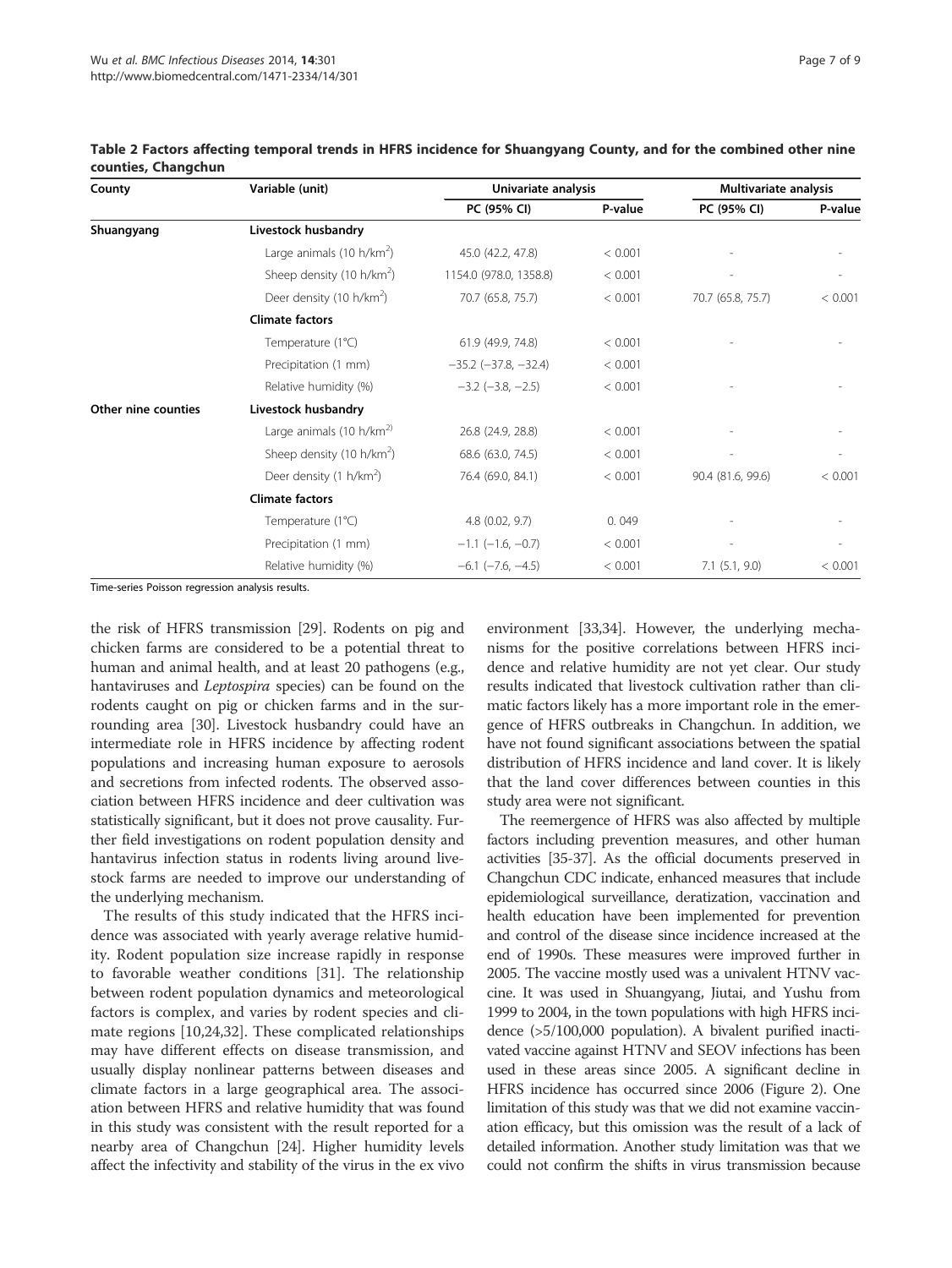**Table 2 Factors affecting temporal trends in HFRS incidence for Shuangyang County, and for the combined other nine counties, Changchun**

| County | Variable (unit) | Univariate analysis | | Multivariate analysis | |
|---|---|---|---|---|---|
| | | PC (95% CI) | P-value | PC (95% CI) | P-value |
| **Shuangyang** | **Livestock husbandry** | | | | |
| | Large animals (10 h/km$^2$) | 45.0 (42.2, 47.8) | < 0.001 | - | - |
| | Sheep density (10 h/km$^2$) | 1154.0 (978.0, 1358.8) | < 0.001 | - | - |
| | Deer density (10 h/km$^2$) | 70.7 (65.8, 75.7) | < 0.001 | 70.7 (65.8, 75.7) | < 0.001 |
| | **Climate factors** | | | | |
| | Temperature (1°C) | 61.9 (49.9, 74.8) | < 0.001 | - | - |
| | Precipitation (1 mm) | −35.2 (−37.8, −32.4) | < 0.001 | | |
| | Relative humidity (%) | −3.2 (−3.8, −2.5) | < 0.001 | - | - |
| **Other nine counties** | **Livestock husbandry** | | | | |
| | Large animals (10 h/km$^{2)}$ | 26.8 (24.9, 28.8) | < 0.001 | - | - |
| | Sheep density (10 h/km$^2$) | 68.6 (63.0, 74.5) | < 0.001 | - | - |
| | Deer density (1 h/km$^2$) | 76.4 (69.0, 84.1) | < 0.001 | 90.4 (81.6, 99.6) | < 0.001 |
| | **Climate factors** | | | | |
| | Temperature (1°C) | 4.8 (0.02, 9.7) | 0. 049 | - | - |
| | Precipitation (1 mm) | −1.1 (−1.6, −0.7) | < 0.001 | - | - |
| | Relative humidity (%) | −6.1 (−7.6, −4.5) | < 0.001 | 7.1 (5.1, 9.0) | < 0.001 |

Time-series Poisson regression analysis results.

the risk of HFRS transmission [29]. Rodents on pig and chicken farms are considered to be a potential threat to human and animal health, and at least 20 pathogens (e.g., hantaviruses and *Leptospira* species) can be found on the rodents caught on pig or chicken farms and in the surrounding area [30]. Livestock husbandry could have an intermediate role in HFRS incidence by affecting rodent populations and increasing human exposure to aerosols and secretions from infected rodents. The observed association between HFRS incidence and deer cultivation was statistically significant, but it does not prove causality. Further field investigations on rodent population density and hantavirus infection status in rodents living around livestock farms are needed to improve our understanding of the underlying mechanism.

The results of this study indicated that the HFRS incidence was associated with yearly average relative humidity. Rodent population size increase rapidly in response to favorable weather conditions [31]. The relationship between rodent population dynamics and meteorological factors is complex, and varies by rodent species and climate regions [10,24,32]. These complicated relationships may have different effects on disease transmission, and usually display nonlinear patterns between diseases and climate factors in a large geographical area. The association between HFRS and relative humidity that was found in this study was consistent with the result reported for a nearby area of Changchun [24]. Higher humidity levels affect the infectivity and stability of the virus in the ex vivo environment [33,34]. However, the underlying mechanisms for the positive correlations between HFRS incidence and relative humidity are not yet clear. Our study results indicated that livestock cultivation rather than climatic factors likely has a more important role in the emergence of HFRS outbreaks in Changchun. In addition, we have not found significant associations between the spatial distribution of HFRS incidence and land cover. It is likely that the land cover differences between counties in this study area were not significant.

The reemergence of HFRS was also affected by multiple factors including prevention measures, and other human activities [35-37]. As the official documents preserved in Changchun CDC indicate, enhanced measures that include epidemiological surveillance, deratization, vaccination and health education have been implemented for prevention and control of the disease since incidence increased at the end of 1990s. These measures were improved further in 2005. The vaccine mostly used was a univalent HTNV vaccine. It was used in Shuangyang, Jiutai, and Yushu from 1999 to 2004, in the town populations with high HFRS incidence (>5/100,000 population). A bivalent purified inactivated vaccine against HTNV and SEOV infections has been used in these areas since 2005. A significant decline in HFRS incidence has occurred since 2006 (Figure 2). One limitation of this study was that we did not examine vaccination efficacy, but this omission was the result of a lack of detailed information. Another study limitation was that we could not confirm the shifts in virus transmission because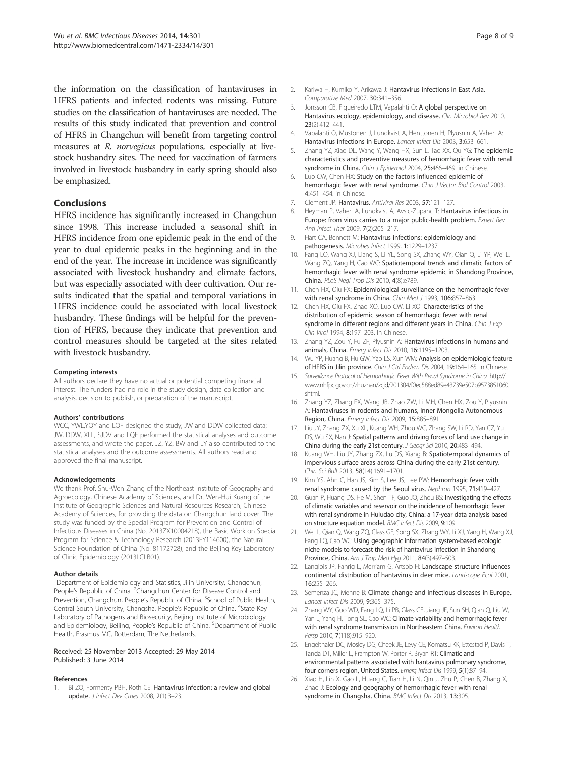the information on the classification of hantaviruses in HFRS patients and infected rodents was missing. Future studies on the classification of hantaviruses are needed. The results of this study indicated that prevention and control of HFRS in Changchun will benefit from targeting control measures at *R. norvegicus* populations, especially at livestock husbandry sites. The need for vaccination of farmers involved in livestock husbandry in early spring should also be emphasized.

## Conclusions

HFRS incidence has significantly increased in Changchun since 1998. This increase included a seasonal shift in HFRS incidence from one epidemic peak in the end of the year to dual epidemic peaks in the beginning and in the end of the year. The increase in incidence was significantly associated with livestock husbandry and climate factors, but was especially associated with deer cultivation. Our results indicated that the spatial and temporal variations in HFRS incidence could be associated with local livestock husbandry. These findings will be helpful for the prevention of HFRS, because they indicate that prevention and control measures should be targeted at the sites related with livestock husbandry.

#### Competing interests

All authors declare they have no actual or potential competing financial interest. The funders had no role in the study design, data collection and analysis, decision to publish, or preparation of the manuscript.

#### Authors' contributions

WCC, YWL,YQY and LQF designed the study; JW and DDW collected data; JW, DDW, XLL, SJDV and LQF performed the statistical analyses and outcome assessments, and wrote the paper. JZ, YZ, BW and LY also contributed to the statistical analyses and the outcome assessments. All authors read and approved the final manuscript.

#### Acknowledgements

We thank Prof. Shu-Wen Zhang of the Northeast Institute of Geography and Agroecology, Chinese Academy of Sciences, and Dr. Wen-Hui Kuang of the Institute of Geographic Sciences and Natural Resources Research, Chinese Academy of Sciences, for providing the data on Changchun land cover. The study was funded by the Special Program for Prevention and Control of Infectious Diseases in China (No. 2013ZX10004218), the Basic Work on Special Program for Science & Technology Research (2013FY114600), the Natural Science Foundation of China (No. 81172728), and the Beijing Key Laboratory of Clinic Epidemiology (2013LCLB01).

#### Author details

[1]Department of Epidemiology and Statistics, Jilin University, Changchun, People's Republic of China. [2]Changchun Center for Disease Control and Prevention, Changchun, People's Republic of China. [3]School of Public Health, Central South University, Changsha, People's Republic of China. [4]State Key Laboratory of Pathogens and Biosecurity, Beijing Institute of Microbiology and Epidemiology, Beijing, People's Republic of China. [5]Department of Public Health, Erasmus MC, Rotterdam, The Netherlands.

Received: 25 November 2013 Accepted: 29 May 2014
Published: 3 June 2014

#### References

1. Bi ZQ, Formenty PBH, Roth CE: **Hantavirus infection: a review and global update.** *J Infect Dev Ctries* 2008, **2**(1):3–23.
2. Kariwa H, Kumiko Y, Arikawa J: **Hantavirus infections in East Asia.** *Comparative Med* 2007, **30**:341–356.
3. Jonsson CB, Figueiredo LTM, Vapalahti O: **A global perspective on Hantavirus ecology, epidemiology, and disease.** *Clin Microbiol Rev* 2010, **23**(2):412–441.
4. Vapalahti O, Mustonen J, Lundkvist A, Henttonen H, Plyusnin A, Vaheri A: **Hantavirus infections in Europe.** *Lancet Infect Dis* 2003, **3**:653–661.
5. Zhang YZ, Xiao DL, Wang Y, Wang HX, Sun L, Tao XX, Qu YG: **The epidemic characteristics and preventive measures of hemorrhagic fever with renal syndrome in China.** *Chin J Epidemiol* 2004, **25**:466–469. in Chinese.
6. Luo CW, Chen HX: **Study on the factors influenced epidemic of hemorrhagic fever with renal syndrome.** *Chin J Vector Biol Control* 2003, **4**:451–454. in Chinese.
7. Clement JP: **Hantavirus.** *Antiviral Res* 2003, **57**:121–127.
8. Heyman P, Vaheri A, Lundkvist A, Avsic-Zupanc T: **Hantavirus infectious in Europe: from virus carries to a major public-health problem.** *Expert Rev Anti Infect Ther* 2009, **7**(2):205–217.
9. Hart CA, Bennett M: **Hantavirus infections: epidemiology and pathogenesis.** *Microbes Infect* 1999, **1**:1229–1237.
10. Fang LQ, Wang XJ, Liang S, Li YL, Song SX, Zhang WY, Qian Q, Li YP, Wei L, Wang ZQ, Yang H, Cao WC: **Spatiotemporal trends and climatic factors of hemorrhagic fever with renal syndrome epidemic in Shandong Province, China.** *PLoS Negl Trop Dis* 2010, **4**(8):e789.
11. Chen HX, Qiu FX: **Epidemiological surveillance on the hemorrhagic fever with renal syndrome in China.** *Chin Med J* 1993, **106**:857–863.
12. Chen HX, Qiu FX, Zhao XQ, Luo CW, Li XQ: **Characteristics of the distribution of epidemic season of hemorrhagic fever with renal syndrome in different regions and different years in China.** *Chin J Exp Clin Virol* 1994, **8**:197–203. In Chinese.
13. Zhang YZ, Zou Y, Fu ZF, Plyusnin A: **Hantavirus infections in humans and animals, China.** *Emerg Infect Dis* 2010, **16**:1195–1203.
14. Wu YP, Huang B, Hu GW, Yao LS, Xun WM: **Analysis on epidemiologic feature of HFRS in Jilin province.** *Chin J Ctrl Endem Dis* 2004, **19**:164–165. in Chinese.
15. *Surveillance Protocol of Hemorrhagic Fever With Renal Syndrome in China.* http://www.nhfpc.gov.cn/zhuzhan/zcjd/201304/f0ec588ed89e43739e507b9573851060.shtml.
16. Zhang YZ, Zhang FX, Wang JB, Zhao ZW, Li MH, Chen HX, Zou Y, Plyusnin A: **Hantaviruses in rodents and humans, Inner Mongolia Autonomous Region, China.** *Emerg Infect Dis* 2009, **15**:885–891.
17. Liu JY, Zhang ZX, Xu XL, Kuang WH, Zhou WC, Zhang SW, Li RD, Yan CZ, Yu DS, Wu SX, Nan J: **Spatial patterns and driving forces of land use change in China during the early 21st century.** *J Geogr Sci* 2010, **20**:483–494.
18. Kuang WH, Liu JY, Zhang ZX, Lu DS, Xiang B: **Spatiotemporal dynamics of impervious surface areas across China during the early 21st century.** *Chin Sci Bull* 2013, **58**(14):1691–1701.
19. Kim YS, Ahn C, Han JS, Kim S, Lee JS, Lee PW: **Hemorrhagic fever with renal syndrome caused by the Seoul virus.** *Nephron* 1995, **71**:419–427.
20. Guan P, Huang DS, He M, Shen TF, Guo JQ, Zhou BS: **Investigating the effects of climatic variables and reservoir on the incidence of hemorrhagic fever with renal syndrome in Huludao city, China: a 17-year data analysis based on structure equation model.** *BMC Infect Dis* 2009, **9**:109.
21. Wei L, Qian Q, Wang ZQ, Class GE, Song SX, Zhang WY, Li XJ, Yang H, Wang XJ, Fang LQ, Cao WC: **Using geographic information system-based ecologic niche models to forecast the risk of hantavirus infection in Shandong Province, China.** *Am J Trop Med Hyg* 2011, **84**(3):497–503.
22. Langlois JP, Fahrig L, Merriam G, Artsob H: **Landscape structure influences continental distribution of hantavirus in deer mice.** *Landscope Ecol* 2001, **16**:255–266.
23. Semenza JC, Menne B: **Climate change and infectious diseases in Europe.** *Lancet Infect Dis* 2009, **9**:365–375.
24. Zhang WY, Guo WD, Fang LQ, Li PB, Glass GE, Jiang JF, Sun SH, Qian Q, Liu W, Yan L, Yang H, Tong SL, Cao WC: **Climate variability and hemorrhagic fever with renal syndrome transmission in Northeastern China.** *Environ Health Persp* 2010, **7**(118):915–920.
25. Engelthaler DC, Mosley DG, Cheek JE, Levy CE, Komatsu KK, Ettestad P, Davis T, Tanda DT, Miller L, Frampton W, Porter R, Bryan RT: **Climatic and environmental patterns associated with hantavirus pulmonary syndrome, four corners region, United States.** *Emerg Infect Dis* 1999, **5**(1):87–94.
26. Xiao H, Lin X, Gao L, Huang C, Tian H, Li N, Qin J, Zhu P, Chen B, Zhang X, Zhao J: **Ecology and geography of hemorrhagic fever with renal syndrome in Changsha, China.** *BMC Infect Dis* 2013, **13**:305.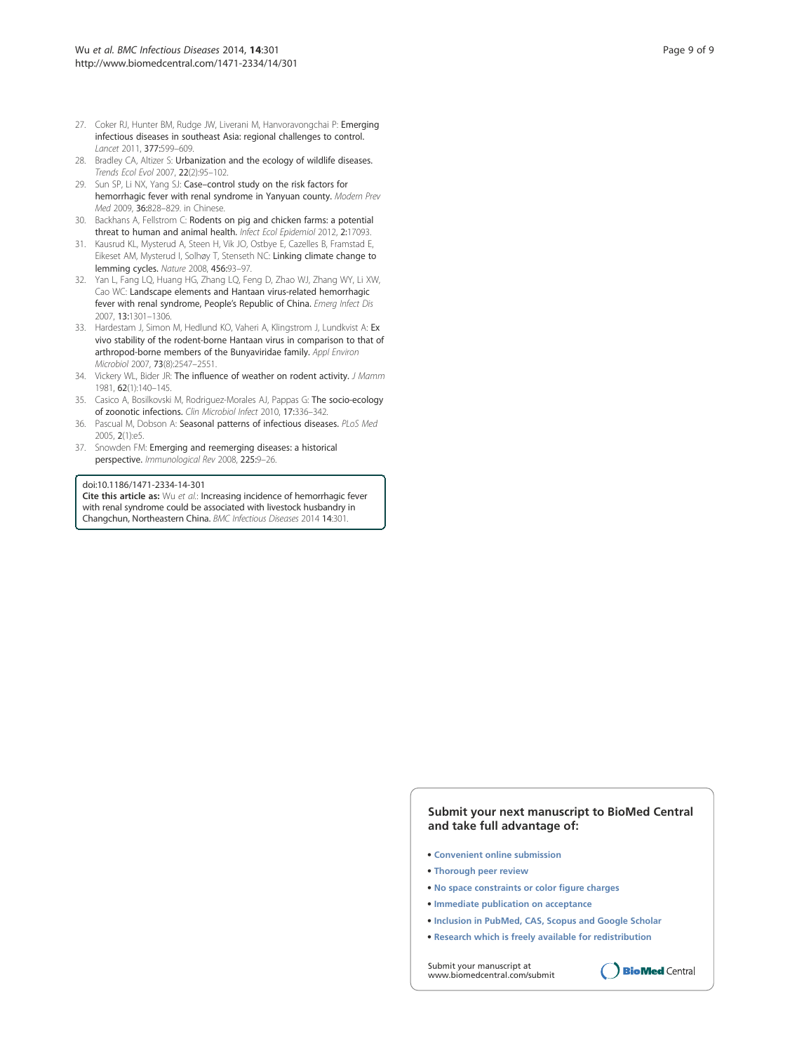27. Coker RJ, Hunter BM, Rudge JW, Liverani M, Hanvoravongchai P: **Emerging infectious diseases in southeast Asia: regional challenges to control.** *Lancet* 2011, **377:**599–609.
28. Bradley CA, Altizer S: **Urbanization and the ecology of wildlife diseases.** *Trends Ecol Evol* 2007, **22**(2):95–102.
29. Sun SP, Li NX, Yang SJ: **Case–control study on the risk factors for hemorrhagic fever with renal syndrome in Yanyuan county.** *Modern Prev Med* 2009, **36:**828–829. in Chinese.
30. Backhans A, Fellstrom C: **Rodents on pig and chicken farms: a potential threat to human and animal health.** *Infect Ecol Epidemiol* 2012, **2:**17093.
31. Kausrud KL, Mysterud A, Steen H, Vik JO, Ostbye E, Cazelles B, Framstad E, Eikeset AM, Mysterud I, Solhøy T, Stenseth NC: **Linking climate change to lemming cycles.** *Nature* 2008, **456:**93–97.
32. Yan L, Fang LQ, Huang HG, Zhang LQ, Feng D, Zhao WJ, Zhang WY, Li XW, Cao WC: **Landscape elements and Hantaan virus-related hemorrhagic fever with renal syndrome, People's Republic of China.** *Emerg Infect Dis* 2007, **13:**1301–1306.
33. Hardestam J, Simon M, Hedlund KO, Vaheri A, Klingstrom J, Lundkvist A: **Ex vivo stability of the rodent-borne Hantaan virus in comparison to that of arthropod-borne members of the Bunyaviridae family.** *Appl Environ Microbiol* 2007, **73**(8):2547–2551.
34. Vickery WL, Bider JR: **The influence of weather on rodent activity.** *J Mamm* 1981, **62**(1):140–145.
35. Casico A, Bosilkovski M, Rodriguez-Morales AJ, Pappas G: **The socio-ecology of zoonotic infections.** *Clin Microbiol Infect* 2010, **17:**336–342.
36. Pascual M, Dobson A: **Seasonal patterns of infectious diseases.** *PLoS Med* 2005, **2**(1):e5.
37. Snowden FM: **Emerging and reemerging diseases: a historical perspective.** *Immunological Rev* 2008, **225:**9–26.

doi:10.1186/1471-2334-14-301

**Cite this article as:** Wu *et al.*: Increasing incidence of hemorrhagic fever with renal syndrome could be associated with livestock husbandry in Changchun, Northeastern China. *BMC Infectious Diseases* 2014 **14**:301.

**Submit your next manuscript to BioMed Central and take full advantage of:**

- **Convenient online submission**
- **Thorough peer review**
- **No space constraints or color figure charges**
- **Immediate publication on acceptance**
- **Inclusion in PubMed, CAS, Scopus and Google Scholar**
- **Research which is freely available for redistribution**

Submit your manuscript at
www.biomedcentral.com/submit

BioMed Central